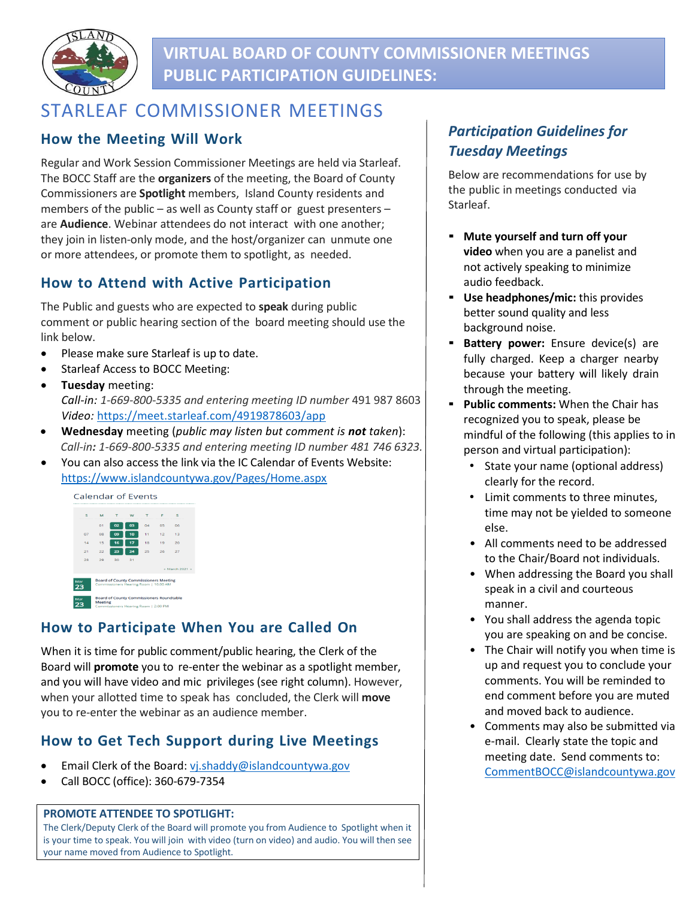# VIRTUAL BOARD OF COUNTY COMMISSIONER MEETINGS PUBLIC PARTICIPATION GUIDELINES:

## STARLEAF COMMISSIONER MEETINGS

### How the Meeting Will Work

Regular and Work Session Commissioner Meetings are held via Starleaf. The BOCC Staff are the **organizers** of the meeting, the Board of County Commissioners are **Spotlight** members, Island County residents and members of the public – as well as County staff or guest presenters – are **Audience**. Webinar attendees do not interact with one another; they join in listen-only mode, and the host/organizer can unmute one or more attendees, or promote them to spotlight, as needed.

### How to Attend with Active Participation

The Public and guests who are expected to **speak** during public comment or public hearing section of the board meeting should use the link below.

- Please make sure Starleaf is up to date.
- Starleaf Access to BOCC Meeting:
- **Tuesday** meeting:
  *Call-in: 1-669-800-5335 and entering meeting ID number* 491 987 8603
  *Video:* https://meet.starleaf.com/4919878603/app
- **Wednesday** meeting (*public may listen but comment is **not** taken*):
  *Call-in: 1-669-800-5335 and entering meeting ID number 481 746 6323.*
- You can also access the link via the IC Calendar of Events Website: https://www.islandcountywa.gov/Pages/Home.aspx

### How to Participate When You are Called On

When it is time for public comment/public hearing, the Clerk of the Board will **promote** you to re-enter the webinar as a spotlight member, and you will have video and mic privileges (see right column). However, when your allotted time to speak has concluded, the Clerk will **move** you to re-enter the webinar as an audience member.

### How to Get Tech Support during Live Meetings

- Email Clerk of the Board: vj.shaddy@islandcountywa.gov
- Call BOCC (office): 360-679-7354

**PROMOTE ATTENDEE TO SPOTLIGHT:**
The Clerk/Deputy Clerk of the Board will promote you from Audience to Spotlight when it is your time to speak. You will join with video (turn on video) and audio. You will then see your name moved from Audience to Spotlight.

### *Participation Guidelines for Tuesday Meetings*

Below are recommendations for use by the public in meetings conducted via Starleaf.

- **Mute yourself and turn off your video** when you are a panelist and not actively speaking to minimize audio feedback.
- **Use headphones/mic:** this provides better sound quality and less background noise.
- **Battery power:** Ensure device(s) are fully charged. Keep a charger nearby because your battery will likely drain through the meeting.
- **Public comments:** When the Chair has recognized you to speak, please be mindful of the following (this applies to in person and virtual participation):
  - State your name (optional address) clearly for the record.
  - Limit comments to three minutes, time may not be yielded to someone else.
  - All comments need to be addressed to the Chair/Board not individuals.
  - When addressing the Board you shall speak in a civil and courteous manner.
  - You shall address the agenda topic you are speaking on and be concise.
  - The Chair will notify you when time is up and request you to conclude your comments. You will be reminded to end comment before you are muted and moved back to audience.
  - Comments may also be submitted via e-mail. Clearly state the topic and meeting date. Send comments to: CommentBOCC@islandcountywa.gov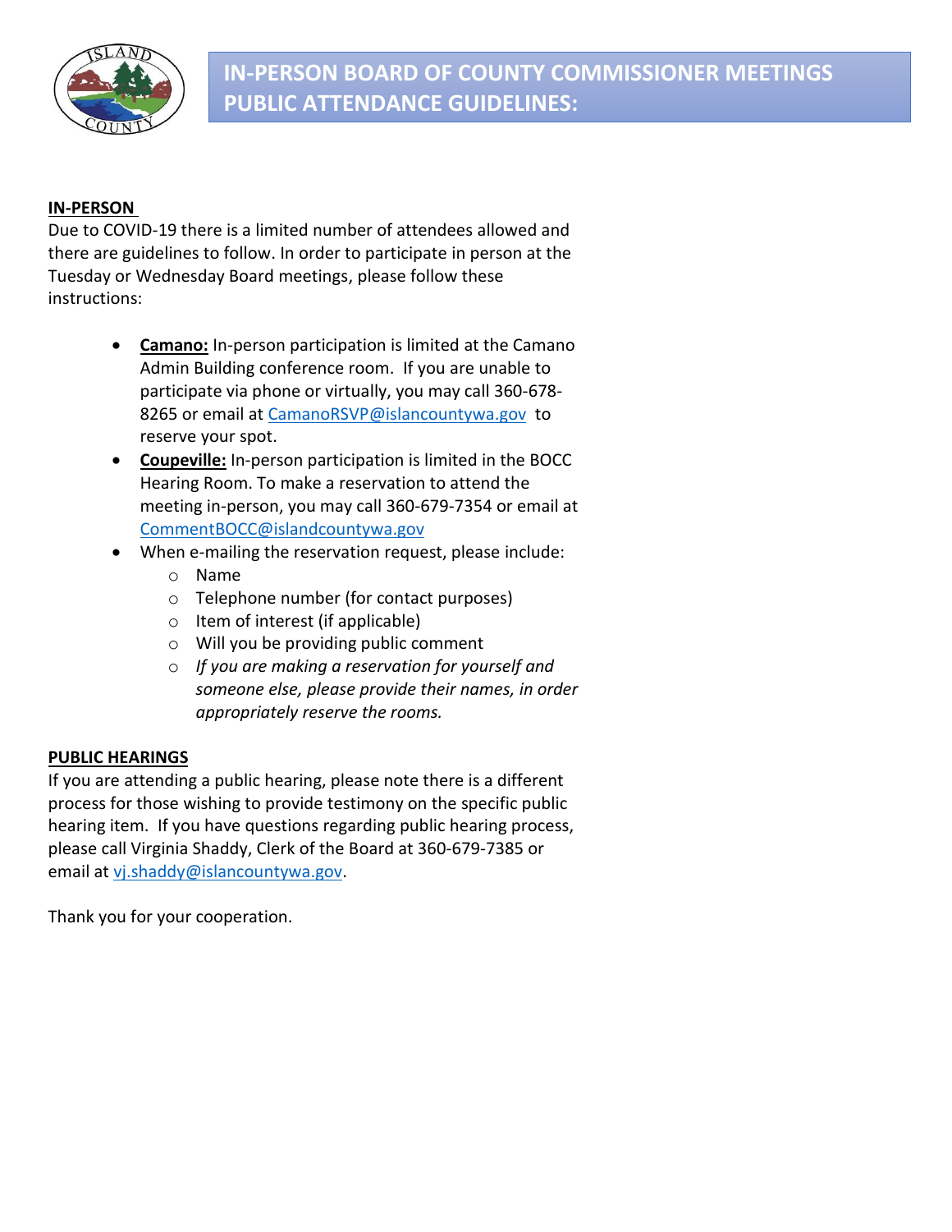# IN-PERSON BOARD OF COUNTY COMMISSIONER MEETINGS PUBLIC ATTENDANCE GUIDELINES:

**IN-PERSON**

Due to COVID-19 there is a limited number of attendees allowed and there are guidelines to follow. In order to participate in person at the Tuesday or Wednesday Board meetings, please follow these instructions:

- **Camano:** In-person participation is limited at the Camano Admin Building conference room. If you are unable to participate via phone or virtually, you may call 360-678-8265 or email at CamanoRSVP@islancountywa.gov to reserve your spot.
- **Coupeville:** In-person participation is limited in the BOCC Hearing Room. To make a reservation to attend the meeting in-person, you may call 360-679-7354 or email at CommentBOCC@islandcountywa.gov
- When e-mailing the reservation request, please include:
  - Name
  - Telephone number (for contact purposes)
  - Item of interest (if applicable)
  - Will you be providing public comment
  - *If you are making a reservation for yourself and someone else, please provide their names, in order appropriately reserve the rooms.*

**PUBLIC HEARINGS**

If you are attending a public hearing, please note there is a different process for those wishing to provide testimony on the specific public hearing item. If you have questions regarding public hearing process, please call Virginia Shaddy, Clerk of the Board at 360-679-7385 or email at vj.shaddy@islancountywa.gov.

Thank you for your cooperation.